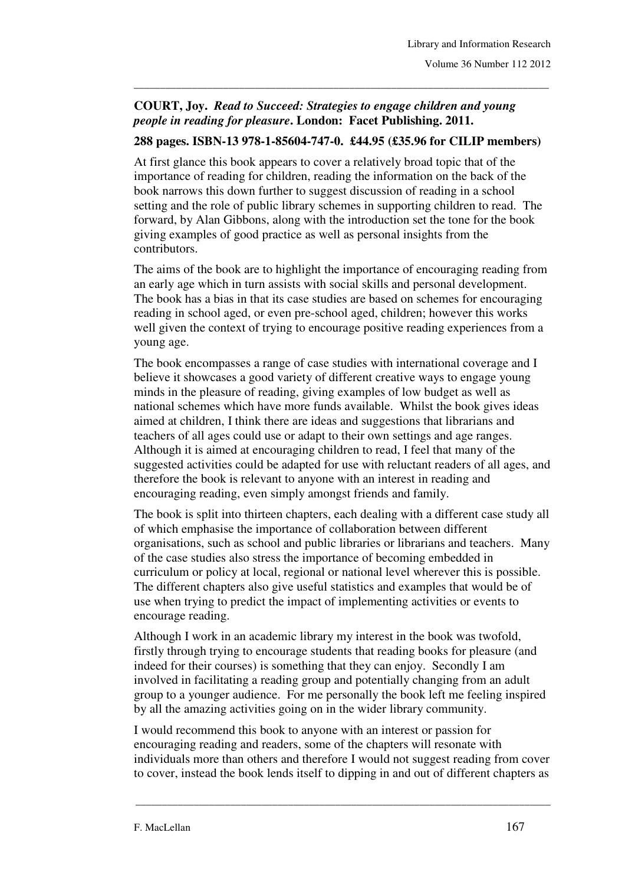**COURT, Joy.** ***Read to Succeed: Strategies to engage children and young people in reading for pleasure*****. London: Facet Publishing. 2011.**

**288 pages. ISBN-13 978-1-85604-747-0. £44.95 (£35.96 for CILIP members)**

At first glance this book appears to cover a relatively broad topic that of the importance of reading for children, reading the information on the back of the book narrows this down further to suggest discussion of reading in a school setting and the role of public library schemes in supporting children to read. The forward, by Alan Gibbons, along with the introduction set the tone for the book giving examples of good practice as well as personal insights from the contributors.

The aims of the book are to highlight the importance of encouraging reading from an early age which in turn assists with social skills and personal development. The book has a bias in that its case studies are based on schemes for encouraging reading in school aged, or even pre-school aged, children; however this works well given the context of trying to encourage positive reading experiences from a young age.

The book encompasses a range of case studies with international coverage and I believe it showcases a good variety of different creative ways to engage young minds in the pleasure of reading, giving examples of low budget as well as national schemes which have more funds available. Whilst the book gives ideas aimed at children, I think there are ideas and suggestions that librarians and teachers of all ages could use or adapt to their own settings and age ranges. Although it is aimed at encouraging children to read, I feel that many of the suggested activities could be adapted for use with reluctant readers of all ages, and therefore the book is relevant to anyone with an interest in reading and encouraging reading, even simply amongst friends and family.

The book is split into thirteen chapters, each dealing with a different case study all of which emphasise the importance of collaboration between different organisations, such as school and public libraries or librarians and teachers. Many of the case studies also stress the importance of becoming embedded in curriculum or policy at local, regional or national level wherever this is possible. The different chapters also give useful statistics and examples that would be of use when trying to predict the impact of implementing activities or events to encourage reading.

Although I work in an academic library my interest in the book was twofold, firstly through trying to encourage students that reading books for pleasure (and indeed for their courses) is something that they can enjoy. Secondly I am involved in facilitating a reading group and potentially changing from an adult group to a younger audience. For me personally the book left me feeling inspired by all the amazing activities going on in the wider library community.

I would recommend this book to anyone with an interest or passion for encouraging reading and readers, some of the chapters will resonate with individuals more than others and therefore I would not suggest reading from cover to cover, instead the book lends itself to dipping in and out of different chapters as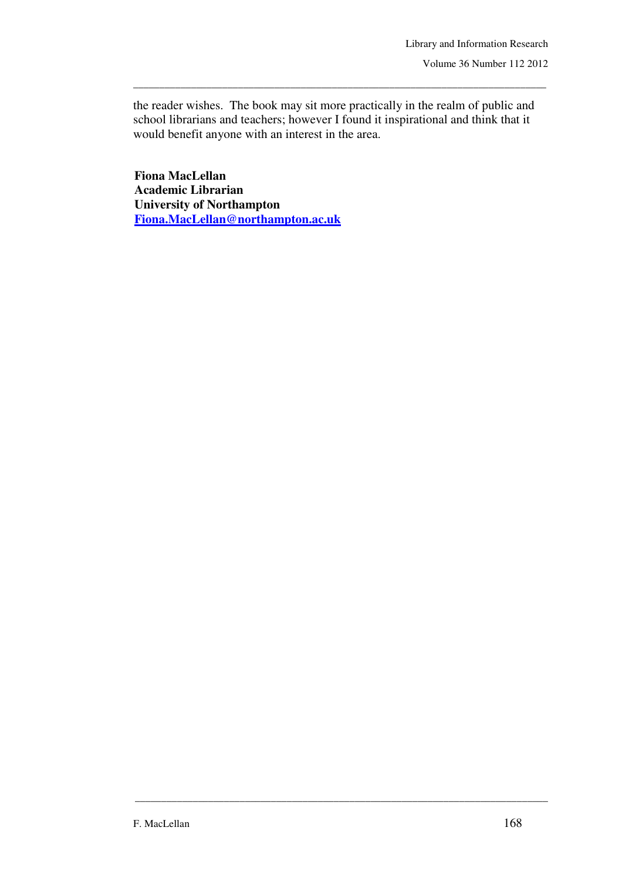the reader wishes. The book may sit more practically in the realm of public and school librarians and teachers; however I found it inspirational and think that it would benefit anyone with an interest in the area.

**Fiona MacLellan**  
**Academic Librarian**  
**University of Northampton**  
**Fiona.MacLellan@northampton.ac.uk**